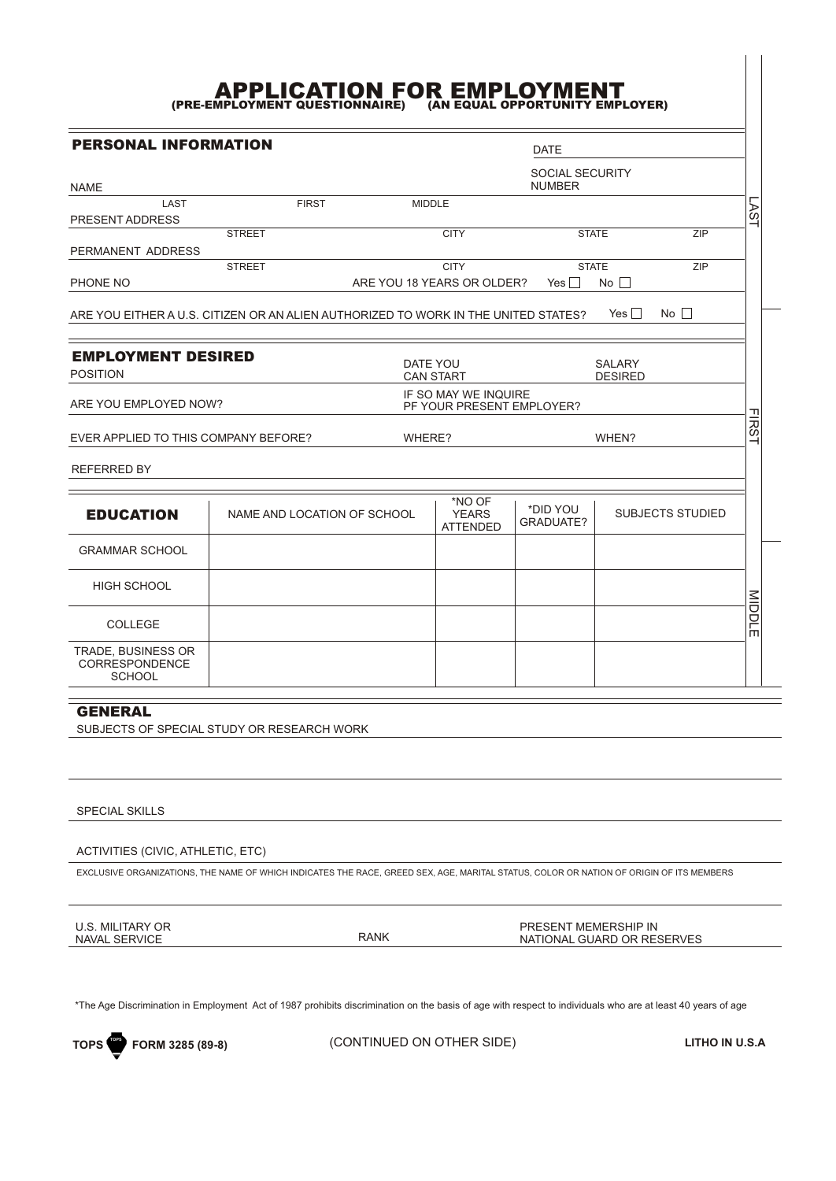# APPLICATION FOR EMPLOYMENT

(PRE-EMPLOYMENT QUESTIONNAIRE) (AN EQUAL OPPORTUNITY EMPLOYER)

## PERSONAL INFORMATION

DATE

SOCIAL SECURITY NUMBER

NAME
LAST FIRST MIDDLE

PRESENT ADDRESS
STREET CITY STATE ZIP

PERMANENT ADDRESS
STREET CITY STATE ZIP

PHONE NO

ARE YOU 18 YEARS OR OLDER? Yes ☐ No ☐

ARE YOU EITHER A U.S. CITIZEN OR AN ALIEN AUTHORIZED TO WORK IN THE UNITED STATES? Yes ☐ No ☐

## EMPLOYMENT DESIRED

POSITION

DATE YOU CAN START

SALARY DESIRED

ARE YOU EMPLOYED NOW?

IF SO MAY WE INQUIRE PF YOUR PRESENT EMPLOYER?

EVER APPLIED TO THIS COMPANY BEFORE?

WHERE?

WHEN?

REFERRED BY

| EDUCATION | NAME AND LOCATION OF SCHOOL | *NO OF YEARS ATTENDED | *DID YOU GRADUATE? | SUBJECTS STUDIED |
|---|---|---|---|---|
| GRAMMAR SCHOOL | | | | |
| HIGH SCHOOL | | | | |
| COLLEGE | | | | |
| TRADE, BUSINESS OR CORRESPONDENCE SCHOOL | | | | |

LAST

FIRST

MIDDLE

## GENERAL

SUBJECTS OF SPECIAL STUDY OR RESEARCH WORK

SPECIAL SKILLS

ACTIVITIES (CIVIC, ATHLETIC, ETC)

EXCLUSIVE ORGANIZATIONS, THE NAME OF WHICH INDICATES THE RACE, GREED SEX, AGE, MARITAL STATUS, COLOR OR NATION OF ORIGIN OF ITS MEMBERS

U.S. MILITARY OR NAVAL SERVICE

RANK

PRESENT MEMERSHIP IN NATIONAL GUARD OR RESERVES

*The Age Discrimination in Employment Act of 1987 prohibits discrimination on the basis of age with respect to individuals who are at least 40 years of age

TOPS FORM 3285 (89-8)

(CONTINUED ON OTHER SIDE)

LITHO IN U.S.A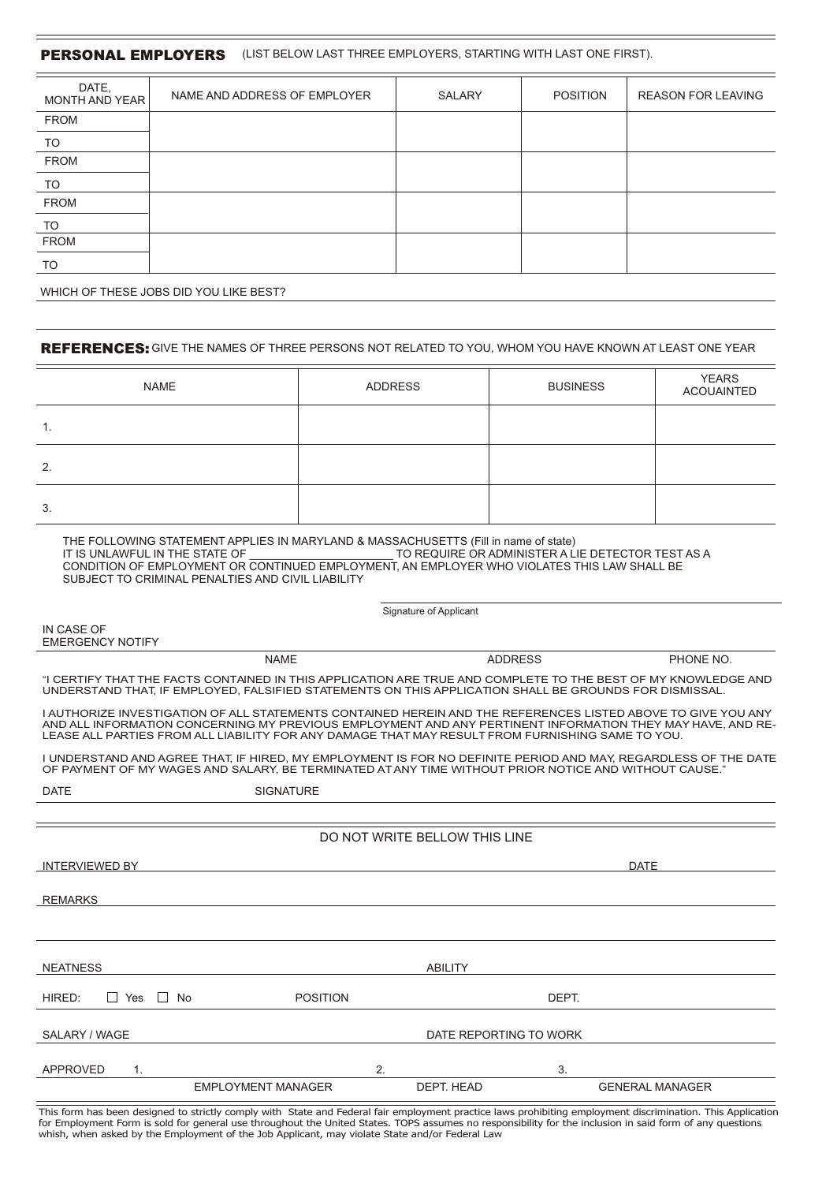## PERSONAL EMPLOYERS (LIST BELOW LAST THREE EMPLOYERS, STARTING WITH LAST ONE FIRST).

| DATE, MONTH AND YEAR | NAME AND ADDRESS OF EMPLOYER | SALARY | POSITION | REASON FOR LEAVING |
|---|---|---|---|---|
| FROM | | | | |
| TO | | | | |
| FROM | | | | |
| TO | | | | |
| FROM | | | | |
| TO | | | | |
| FROM | | | | |
| TO | | | | |

WHICH OF THESE JOBS DID YOU LIKE BEST?

## REFERENCES: GIVE THE NAMES OF THREE PERSONS NOT RELATED TO YOU, WHOM YOU HAVE KNOWN AT LEAST ONE YEAR

| NAME | ADDRESS | BUSINESS | YEARS ACOUAINTED |
|---|---|---|---|
| 1. | | | |
| 2. | | | |
| 3. | | | |

THE FOLLOWING STATEMENT APPLIES IN MARYLAND & MASSACHUSETTS (Fill in name of state)
IT IS UNLAWFUL IN THE STATE OF ____________________ TO REQUIRE OR ADMINISTER A LIE DETECTOR TEST AS A CONDITION OF EMPLOYMENT OR CONTINUED EMPLOYMENT, AN EMPLOYER WHO VIOLATES THIS LAW SHALL BE SUBJECT TO CRIMINAL PENALTIES AND CIVIL LIABILITY

Signature of Applicant

IN CASE OF EMERGENCY NOTIFY

NAME ADDRESS PHONE NO.

"I CERTIFY THAT THE FACTS CONTAINED IN THIS APPLICATION ARE TRUE AND COMPLETE TO THE BEST OF MY KNOWLEDGE AND UNDERSTAND THAT, IF EMPLOYED, FALSIFIED STATEMENTS ON THIS APPLICATION SHALL BE GROUNDS FOR DISMISSAL.

I AUTHORIZE INVESTIGATION OF ALL STATEMENTS CONTAINED HEREIN AND THE REFERENCES LISTED ABOVE TO GIVE YOU ANY AND ALL INFORMATION CONCERNING MY PREVIOUS EMPLOYMENT AND ANY PERTINENT INFORMATION THEY MAY HAVE, AND RELEASE ALL PARTIES FROM ALL LIABILITY FOR ANY DAMAGE THAT MAY RESULT FROM FURNISHING SAME TO YOU.

I UNDERSTAND AND AGREE THAT, IF HIRED, MY EMPLOYMENT IS FOR NO DEFINITE PERIOD AND MAY, REGARDLESS OF THE DATE OF PAYMENT OF MY WAGES AND SALARY, BE TERMINATED AT ANY TIME WITHOUT PRIOR NOTICE AND WITHOUT CAUSE."

DATE SIGNATURE

DO NOT WRITE BELLOW THIS LINE

INTERVIEWED BY DATE

REMARKS

NEATNESS ABILITY

HIRED: ☐ Yes ☐ No POSITION DEPT.

SALARY / WAGE DATE REPORTING TO WORK

APPROVED 1. EMPLOYMENT MANAGER 2. DEPT. HEAD 3. GENERAL MANAGER

This form has been designed to strictly comply with State and Federal fair employment practice laws prohibiting employment discrimination. This Application for Employment Form is sold for general use throughout the United States. TOPS assumes no responsibility for the inclusion in said form of any questions whish, when asked by the Employment of the Job Applicant, may violate State and/or Federal Law